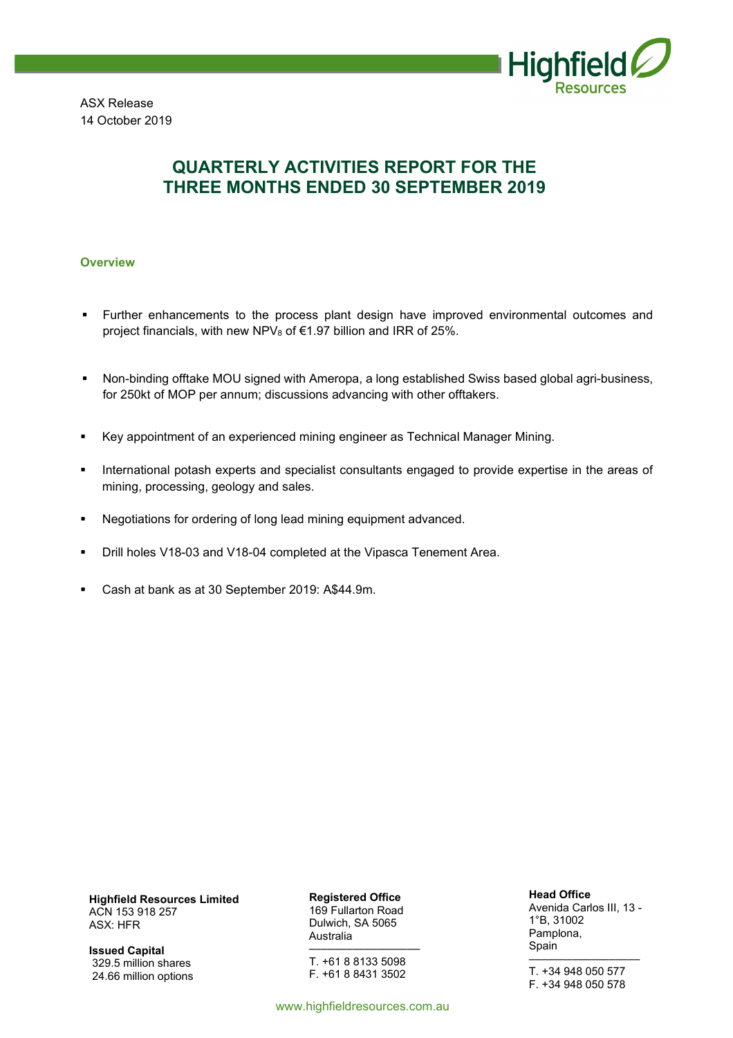ASX Release
14 October 2019

# QUARTERLY ACTIVITIES REPORT FOR THE THREE MONTHS ENDED 30 SEPTEMBER 2019

## Overview

- Further enhancements to the process plant design have improved environmental outcomes and project financials, with new $NPV_8$ of €1.97 billion and IRR of 25%.
- Non-binding offtake MOU signed with Ameropa, a long established Swiss based global agri-business, for 250kt of MOP per annum; discussions advancing with other offtakers.
- Key appointment of an experienced mining engineer as Technical Manager Mining.
- International potash experts and specialist consultants engaged to provide expertise in the areas of mining, processing, geology and sales.
- Negotiations for ordering of long lead mining equipment advanced.
- Drill holes V18-03 and V18-04 completed at the Vipasca Tenement Area.
- Cash at bank as at 30 September 2019: A$44.9m.

**Highfield Resources Limited**
ACN 153 918 257
ASX: HFR

**Issued Capital**
329.5 million shares
24.66 million options

**Registered Office**
169 Fullarton Road
Dulwich, SA 5065
Australia

T. +61 8 8133 5098
F. +61 8 8431 3502

**Head Office**
Avenida Carlos III, 13 - 1°B, 31002
Pamplona,
Spain

T. +34 948 050 577
F. +34 948 050 578

www.highfieldresources.com.au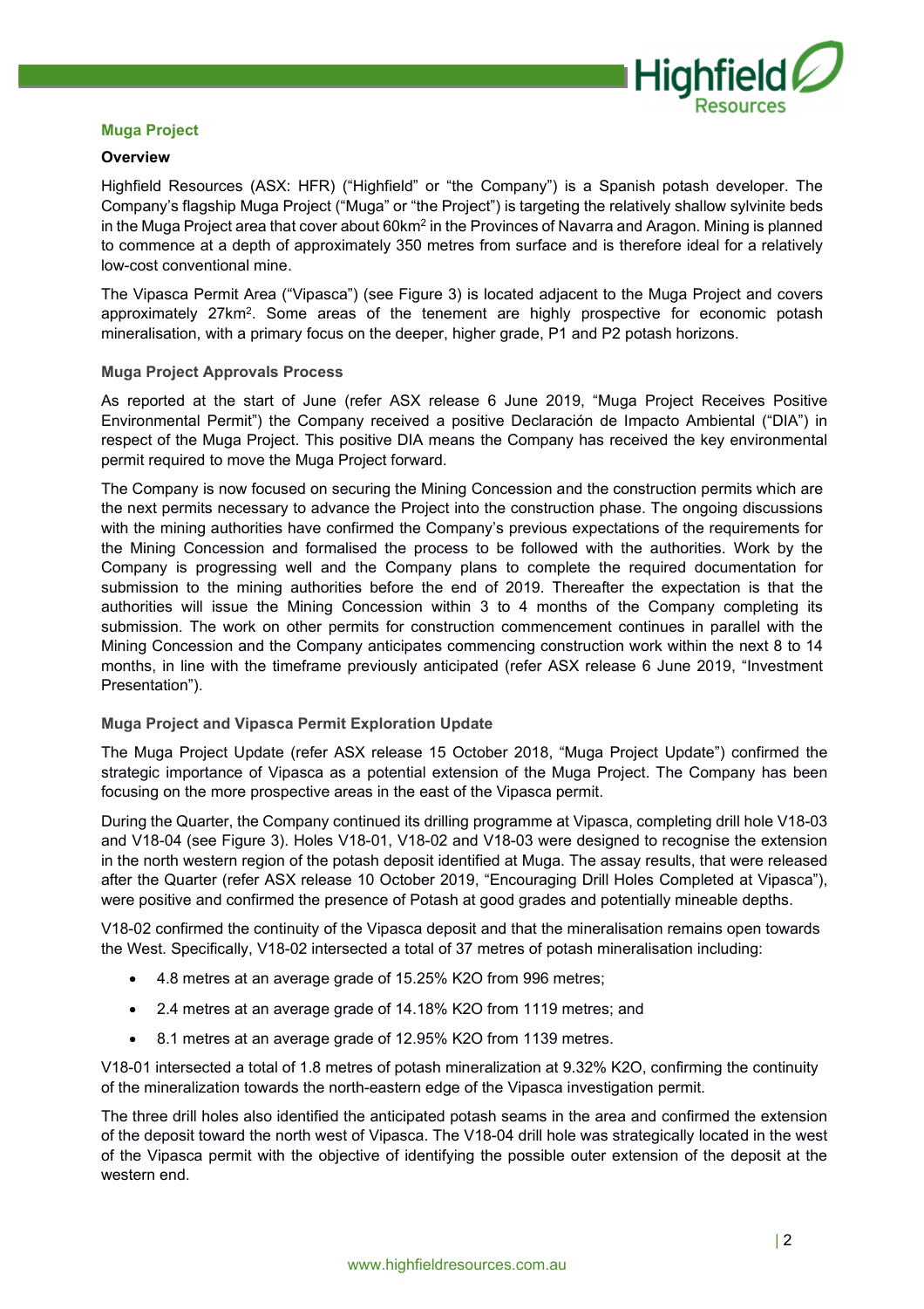## Muga Project

### Overview

Highfield Resources (ASX: HFR) ("Highfield" or "the Company") is a Spanish potash developer. The Company's flagship Muga Project ("Muga" or "the Project") is targeting the relatively shallow sylvinite beds in the Muga Project area that cover about 60km$^2$ in the Provinces of Navarra and Aragon. Mining is planned to commence at a depth of approximately 350 metres from surface and is therefore ideal for a relatively low-cost conventional mine.

The Vipasca Permit Area ("Vipasca") (see Figure 3) is located adjacent to the Muga Project and covers approximately 27km$^2$. Some areas of the tenement are highly prospective for economic potash mineralisation, with a primary focus on the deeper, higher grade, P1 and P2 potash horizons.

### Muga Project Approvals Process

As reported at the start of June (refer ASX release 6 June 2019, "Muga Project Receives Positive Environmental Permit") the Company received a positive Declaración de Impacto Ambiental ("DIA") in respect of the Muga Project. This positive DIA means the Company has received the key environmental permit required to move the Muga Project forward.

The Company is now focused on securing the Mining Concession and the construction permits which are the next permits necessary to advance the Project into the construction phase. The ongoing discussions with the mining authorities have confirmed the Company's previous expectations of the requirements for the Mining Concession and formalised the process to be followed with the authorities. Work by the Company is progressing well and the Company plans to complete the required documentation for submission to the mining authorities before the end of 2019. Thereafter the expectation is that the authorities will issue the Mining Concession within 3 to 4 months of the Company completing its submission. The work on other permits for construction commencement continues in parallel with the Mining Concession and the Company anticipates commencing construction work within the next 8 to 14 months, in line with the timeframe previously anticipated (refer ASX release 6 June 2019, "Investment Presentation").

### Muga Project and Vipasca Permit Exploration Update

The Muga Project Update (refer ASX release 15 October 2018, "Muga Project Update") confirmed the strategic importance of Vipasca as a potential extension of the Muga Project. The Company has been focusing on the more prospective areas in the east of the Vipasca permit.

During the Quarter, the Company continued its drilling programme at Vipasca, completing drill hole V18-03 and V18-04 (see Figure 3). Holes V18-01, V18-02 and V18-03 were designed to recognise the extension in the north western region of the potash deposit identified at Muga. The assay results, that were released after the Quarter (refer ASX release 10 October 2019, "Encouraging Drill Holes Completed at Vipasca"), were positive and confirmed the presence of Potash at good grades and potentially mineable depths.

V18-02 confirmed the continuity of the Vipasca deposit and that the mineralisation remains open towards the West. Specifically, V18-02 intersected a total of 37 metres of potash mineralisation including:

- 4.8 metres at an average grade of 15.25% $K_2O$ from 996 metres;
- 2.4 metres at an average grade of 14.18% $K_2O$ from 1119 metres; and
- 8.1 metres at an average grade of 12.95% $K_2O$ from 1139 metres.

V18-01 intersected a total of 1.8 metres of potash mineralization at 9.32% $K_2O$, confirming the continuity of the mineralization towards the north-eastern edge of the Vipasca investigation permit.

The three drill holes also identified the anticipated potash seams in the area and confirmed the extension of the deposit toward the north west of Vipasca. The V18-04 drill hole was strategically located in the west of the Vipasca permit with the objective of identifying the possible outer extension of the deposit at the western end.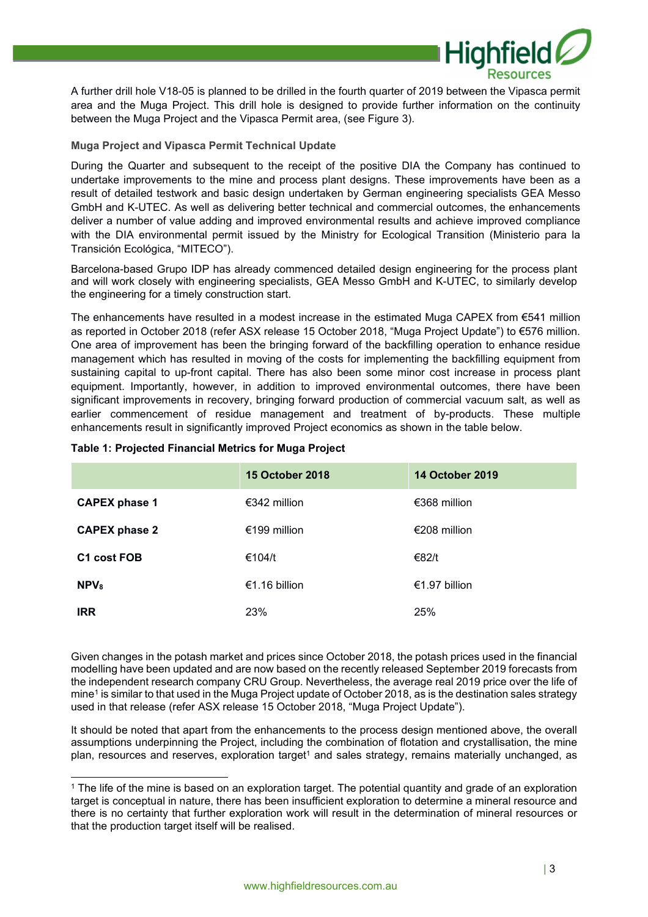A further drill hole V18-05 is planned to be drilled in the fourth quarter of 2019 between the Vipasca permit area and the Muga Project. This drill hole is designed to provide further information on the continuity between the Muga Project and the Vipasca Permit area, (see Figure 3).

### Muga Project and Vipasca Permit Technical Update

During the Quarter and subsequent to the receipt of the positive DIA the Company has continued to undertake improvements to the mine and process plant designs. These improvements have been as a result of detailed testwork and basic design undertaken by German engineering specialists GEA Messo GmbH and K-UTEC. As well as delivering better technical and commercial outcomes, the enhancements deliver a number of value adding and improved environmental results and achieve improved compliance with the DIA environmental permit issued by the Ministry for Ecological Transition (Ministerio para la Transición Ecológica, "MITECO").

Barcelona-based Grupo IDP has already commenced detailed design engineering for the process plant and will work closely with engineering specialists, GEA Messo GmbH and K-UTEC, to similarly develop the engineering for a timely construction start.

The enhancements have resulted in a modest increase in the estimated Muga CAPEX from €541 million as reported in October 2018 (refer ASX release 15 October 2018, "Muga Project Update") to €576 million. One area of improvement has been the bringing forward of the backfilling operation to enhance residue management which has resulted in moving of the costs for implementing the backfilling equipment from sustaining capital to up-front capital. There has also been some minor cost increase in process plant equipment. Importantly, however, in addition to improved environmental outcomes, there have been significant improvements in recovery, bringing forward production of commercial vacuum salt, as well as earlier commencement of residue management and treatment of by-products. These multiple enhancements result in significantly improved Project economics as shown in the table below.

**Table 1: Projected Financial Metrics for Muga Project**

| | 15 October 2018 | 14 October 2019 |
|---|---|---|
| **CAPEX phase 1** | €342 million | €368 million |
| **CAPEX phase 2** | €199 million | €208 million |
| **C1 cost FOB** | €104/t | €82/t |
| **$NPV_8$** | €1.16 billion | €1.97 billion |
| **IRR** | 23% | 25% |

Given changes in the potash market and prices since October 2018, the potash prices used in the financial modelling have been updated and are now based on the recently released September 2019 forecasts from the independent research company CRU Group. Nevertheless, the average real 2019 price over the life of mine[1] is similar to that used in the Muga Project update of October 2018, as is the destination sales strategy used in that release (refer ASX release 15 October 2018, "Muga Project Update").

It should be noted that apart from the enhancements to the process design mentioned above, the overall assumptions underpinning the Project, including the combination of flotation and crystallisation, the mine plan, resources and reserves, exploration target[1] and sales strategy, remains materially unchanged, as

[1] The life of the mine is based on an exploration target. The potential quantity and grade of an exploration target is conceptual in nature, there has been insufficient exploration to determine a mineral resource and there is no certainty that further exploration work will result in the determination of mineral resources or that the production target itself will be realised.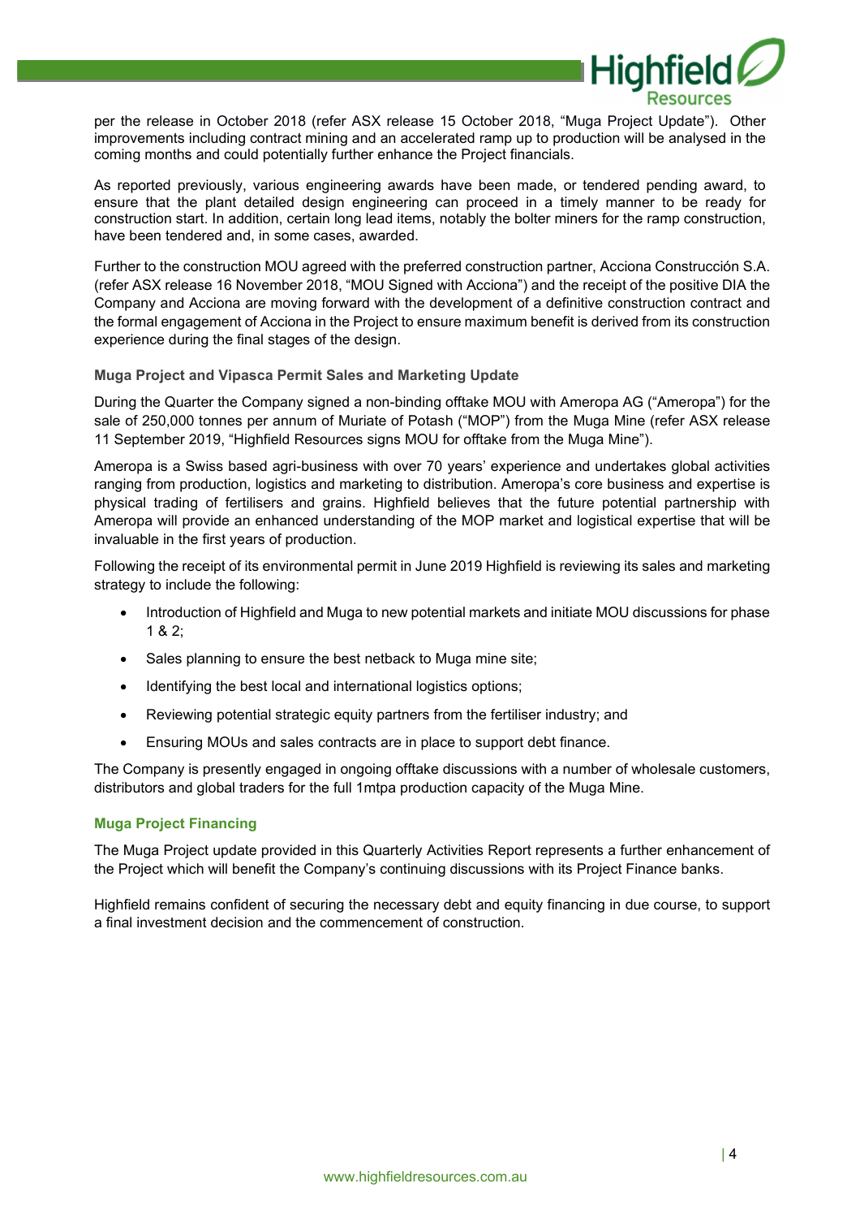per the release in October 2018 (refer ASX release 15 October 2018, "Muga Project Update"). Other improvements including contract mining and an accelerated ramp up to production will be analysed in the coming months and could potentially further enhance the Project financials.

As reported previously, various engineering awards have been made, or tendered pending award, to ensure that the plant detailed design engineering can proceed in a timely manner to be ready for construction start. In addition, certain long lead items, notably the bolter miners for the ramp construction, have been tendered and, in some cases, awarded.

Further to the construction MOU agreed with the preferred construction partner, Acciona Construcción S.A. (refer ASX release 16 November 2018, "MOU Signed with Acciona") and the receipt of the positive DIA the Company and Acciona are moving forward with the development of a definitive construction contract and the formal engagement of Acciona in the Project to ensure maximum benefit is derived from its construction experience during the final stages of the design.

### Muga Project and Vipasca Permit Sales and Marketing Update

During the Quarter the Company signed a non-binding offtake MOU with Ameropa AG ("Ameropa") for the sale of 250,000 tonnes per annum of Muriate of Potash ("MOP") from the Muga Mine (refer ASX release 11 September 2019, "Highfield Resources signs MOU for offtake from the Muga Mine").

Ameropa is a Swiss based agri-business with over 70 years' experience and undertakes global activities ranging from production, logistics and marketing to distribution. Ameropa's core business and expertise is physical trading of fertilisers and grains. Highfield believes that the future potential partnership with Ameropa will provide an enhanced understanding of the MOP market and logistical expertise that will be invaluable in the first years of production.

Following the receipt of its environmental permit in June 2019 Highfield is reviewing its sales and marketing strategy to include the following:

- Introduction of Highfield and Muga to new potential markets and initiate MOU discussions for phase 1 & 2;
- Sales planning to ensure the best netback to Muga mine site;
- Identifying the best local and international logistics options;
- Reviewing potential strategic equity partners from the fertiliser industry; and
- Ensuring MOUs and sales contracts are in place to support debt finance.

The Company is presently engaged in ongoing offtake discussions with a number of wholesale customers, distributors and global traders for the full 1mtpa production capacity of the Muga Mine.

## Muga Project Financing

The Muga Project update provided in this Quarterly Activities Report represents a further enhancement of the Project which will benefit the Company's continuing discussions with its Project Finance banks.

Highfield remains confident of securing the necessary debt and equity financing in due course, to support a final investment decision and the commencement of construction.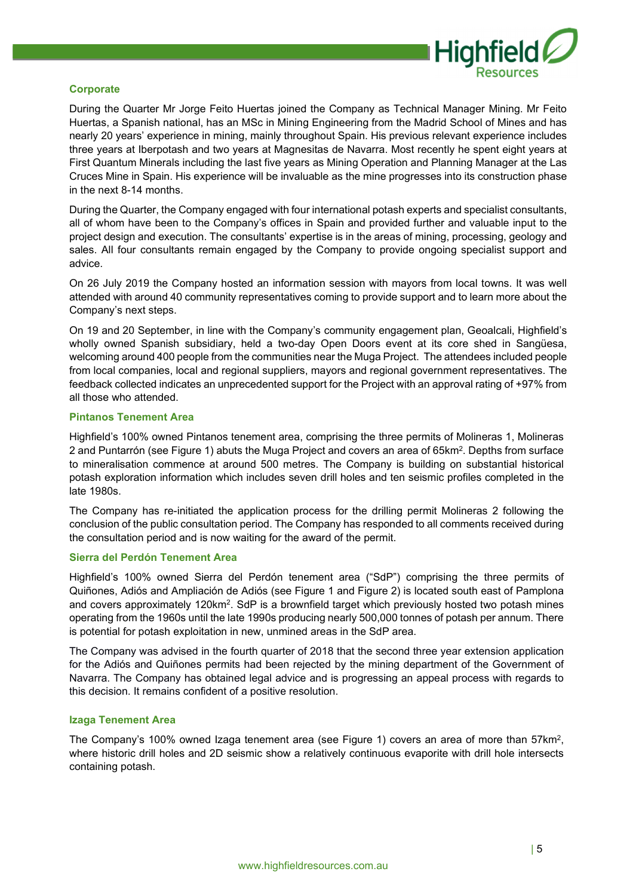## Corporate

During the Quarter Mr Jorge Feito Huertas joined the Company as Technical Manager Mining. Mr Feito Huertas, a Spanish national, has an MSc in Mining Engineering from the Madrid School of Mines and has nearly 20 years' experience in mining, mainly throughout Spain. His previous relevant experience includes three years at Iberpotash and two years at Magnesitas de Navarra. Most recently he spent eight years at First Quantum Minerals including the last five years as Mining Operation and Planning Manager at the Las Cruces Mine in Spain. His experience will be invaluable as the mine progresses into its construction phase in the next 8-14 months.

During the Quarter, the Company engaged with four international potash experts and specialist consultants, all of whom have been to the Company's offices in Spain and provided further and valuable input to the project design and execution. The consultants' expertise is in the areas of mining, processing, geology and sales. All four consultants remain engaged by the Company to provide ongoing specialist support and advice.

On 26 July 2019 the Company hosted an information session with mayors from local towns. It was well attended with around 40 community representatives coming to provide support and to learn more about the Company's next steps.

On 19 and 20 September, in line with the Company's community engagement plan, Geoalcali, Highfield's wholly owned Spanish subsidiary, held a two-day Open Doors event at its core shed in Sangüesa, welcoming around 400 people from the communities near the Muga Project. The attendees included people from local companies, local and regional suppliers, mayors and regional government representatives. The feedback collected indicates an unprecedented support for the Project with an approval rating of +97% from all those who attended.

## Pintanos Tenement Area

Highfield's 100% owned Pintanos tenement area, comprising the three permits of Molineras 1, Molineras 2 and Puntarrón (see Figure 1) abuts the Muga Project and covers an area of 65km$^2$. Depths from surface to mineralisation commence at around 500 metres. The Company is building on substantial historical potash exploration information which includes seven drill holes and ten seismic profiles completed in the late 1980s.

The Company has re-initiated the application process for the drilling permit Molineras 2 following the conclusion of the public consultation period. The Company has responded to all comments received during the consultation period and is now waiting for the award of the permit.

## Sierra del Perdón Tenement Area

Highfield's 100% owned Sierra del Perdón tenement area ("SdP") comprising the three permits of Quiñones, Adiós and Ampliación de Adiós (see Figure 1 and Figure 2) is located south east of Pamplona and covers approximately 120km$^2$. SdP is a brownfield target which previously hosted two potash mines operating from the 1960s until the late 1990s producing nearly 500,000 tonnes of potash per annum. There is potential for potash exploitation in new, unmined areas in the SdP area.

The Company was advised in the fourth quarter of 2018 that the second three year extension application for the Adiós and Quiñones permits had been rejected by the mining department of the Government of Navarra. The Company has obtained legal advice and is progressing an appeal process with regards to this decision. It remains confident of a positive resolution.

## Izaga Tenement Area

The Company's 100% owned Izaga tenement area (see Figure 1) covers an area of more than 57km$^2$, where historic drill holes and 2D seismic show a relatively continuous evaporite with drill hole intersects containing potash.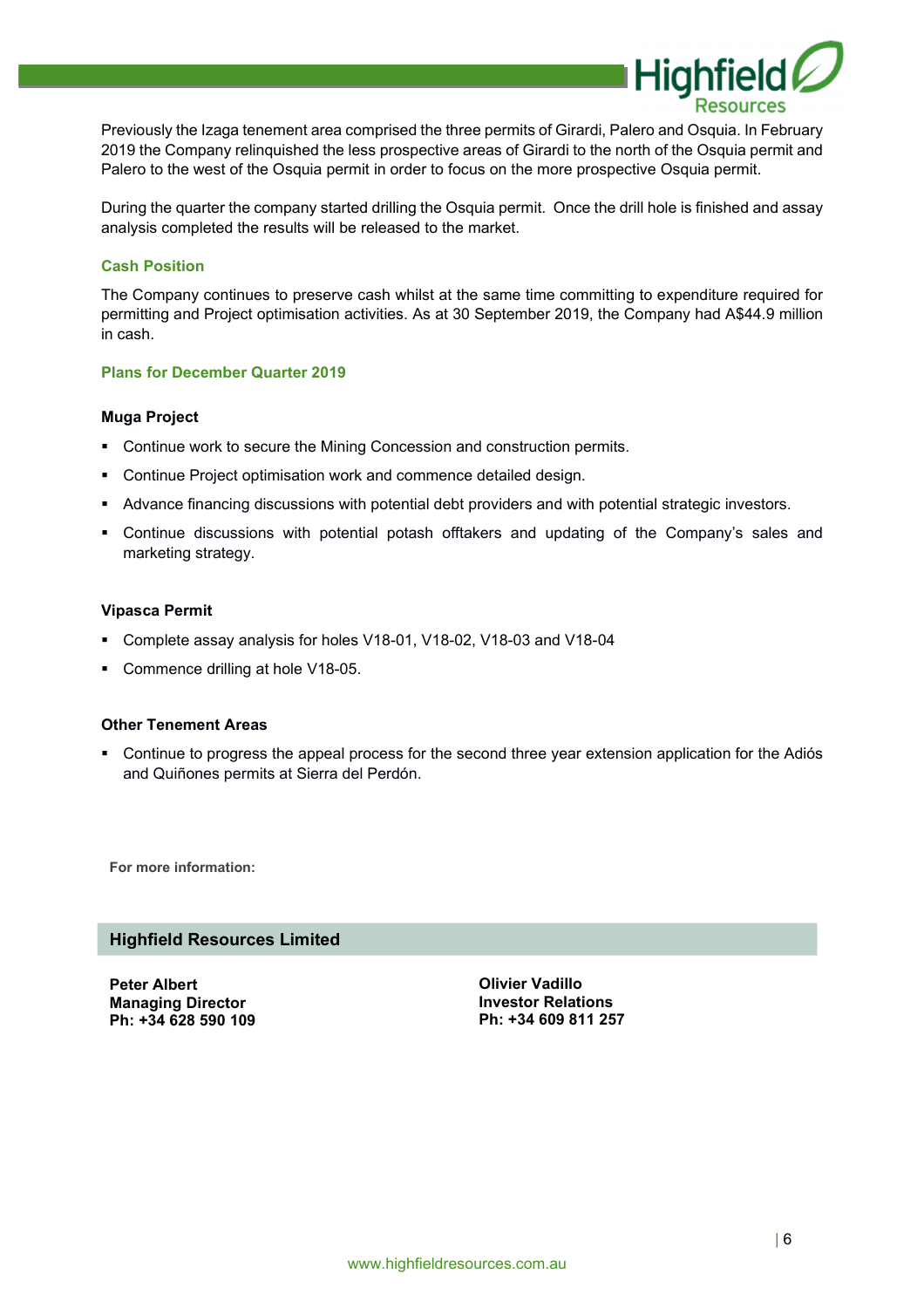Previously the Izaga tenement area comprised the three permits of Girardi, Palero and Osquia. In February 2019 the Company relinquished the less prospective areas of Girardi to the north of the Osquia permit and Palero to the west of the Osquia permit in order to focus on the more prospective Osquia permit.

During the quarter the company started drilling the Osquia permit. Once the drill hole is finished and assay analysis completed the results will be released to the market.

## Cash Position

The Company continues to preserve cash whilst at the same time committing to expenditure required for permitting and Project optimisation activities. As at 30 September 2019, the Company had A$44.9 million in cash.

## Plans for December Quarter 2019

### Muga Project

- Continue work to secure the Mining Concession and construction permits.
- Continue Project optimisation work and commence detailed design.
- Advance financing discussions with potential debt providers and with potential strategic investors.
- Continue discussions with potential potash offtakers and updating of the Company's sales and marketing strategy.

### Vipasca Permit

- Complete assay analysis for holes V18-01, V18-02, V18-03 and V18-04
- Commence drilling at hole V18-05.

### Other Tenement Areas

- Continue to progress the appeal process for the second three year extension application for the Adiós and Quiñones permits at Sierra del Perdón.

**For more information:**

**Highfield Resources Limited**

**Peter Albert**
**Managing Director**
**Ph: +34 628 590 109**

**Olivier Vadillo**
**Investor Relations**
**Ph: +34 609 811 257**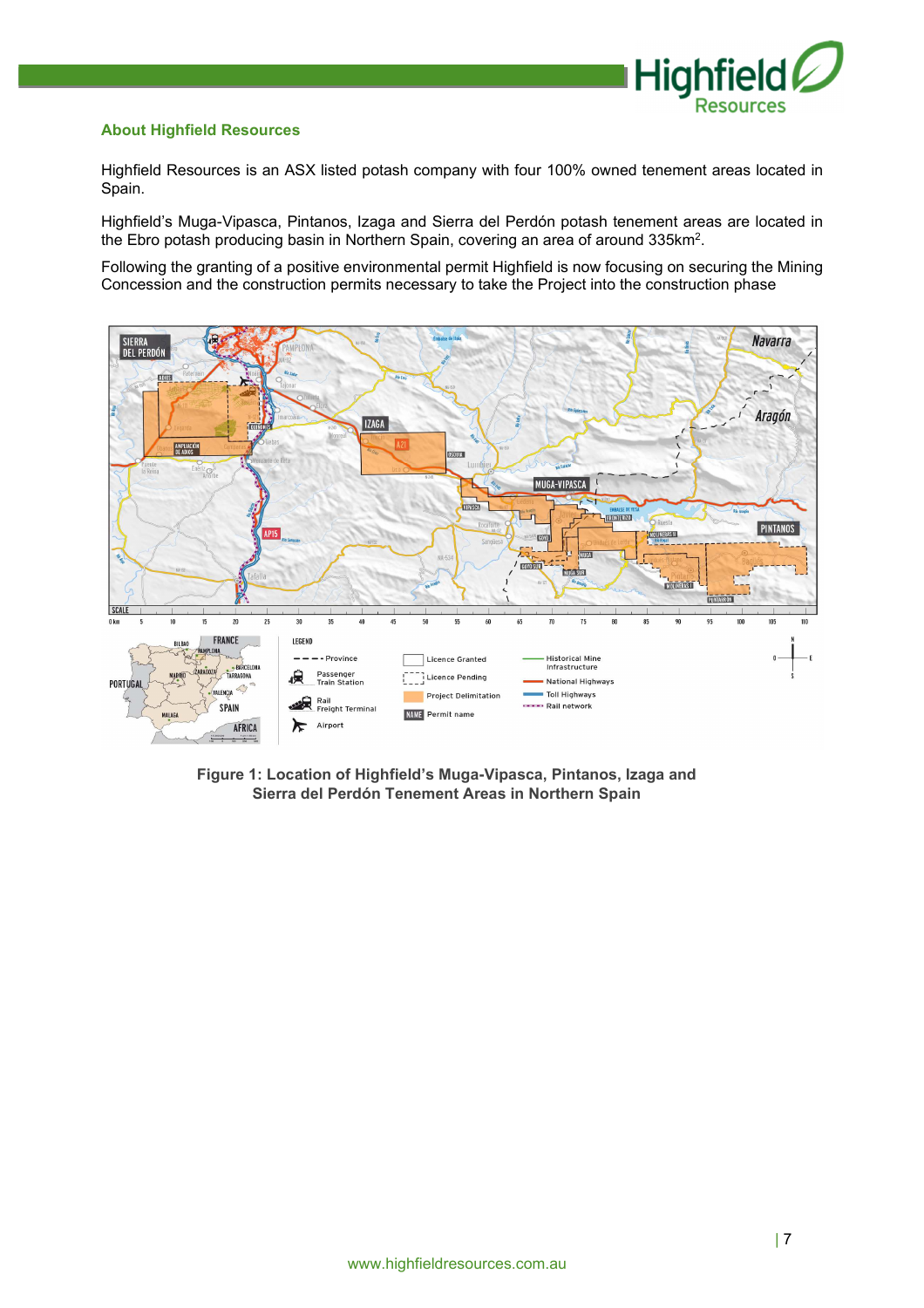## About Highfield Resources

Highfield Resources is an ASX listed potash company with four 100% owned tenement areas located in Spain.

Highfield's Muga-Vipasca, Pintanos, Izaga and Sierra del Perdón potash tenement areas are located in the Ebro potash producing basin in Northern Spain, covering an area of around 335km$^2$.

Following the granting of a positive environmental permit Highfield is now focusing on securing the Mining Concession and the construction permits necessary to take the Project into the construction phase

**Figure 1: Location of Highfield's Muga-Vipasca, Pintanos, Izaga and Sierra del Perdón Tenement Areas in Northern Spain**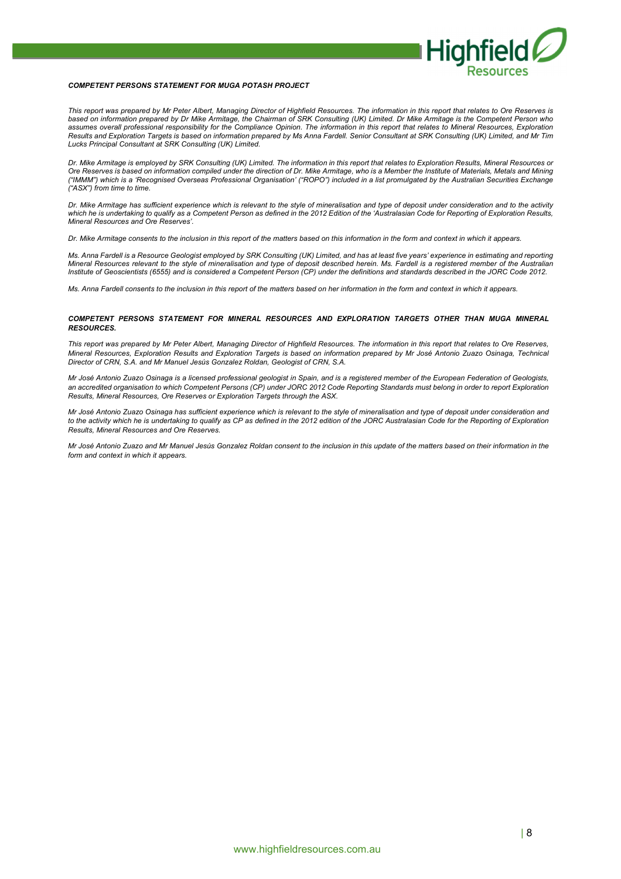***COMPETENT PERSONS STATEMENT FOR MUGA POTASH PROJECT***

*This report was prepared by Mr Peter Albert, Managing Director of Highfield Resources. The information in this report that relates to Ore Reserves is based on information prepared by Dr Mike Armitage, the Chairman of SRK Consulting (UK) Limited. Dr Mike Armitage is the Competent Person who assumes overall professional responsibility for the Compliance Opinion. The information in this report that relates to Mineral Resources, Exploration Results and Exploration Targets is based on information prepared by Ms Anna Fardell. Senior Consultant at SRK Consulting (UK) Limited, and Mr Tim Lucks Principal Consultant at SRK Consulting (UK) Limited.*

*Dr. Mike Armitage is employed by SRK Consulting (UK) Limited. The information in this report that relates to Exploration Results, Mineral Resources or Ore Reserves is based on information compiled under the direction of Dr. Mike Armitage, who is a Member the Institute of Materials, Metals and Mining ("IMMM") which is a 'Recognised Overseas Professional Organisation' ("ROPO") included in a list promulgated by the Australian Securities Exchange ("ASX") from time to time.*

*Dr. Mike Armitage has sufficient experience which is relevant to the style of mineralisation and type of deposit under consideration and to the activity which he is undertaking to qualify as a Competent Person as defined in the 2012 Edition of the 'Australasian Code for Reporting of Exploration Results, Mineral Resources and Ore Reserves'.*

*Dr. Mike Armitage consents to the inclusion in this report of the matters based on this information in the form and context in which it appears.*

*Ms. Anna Fardell is a Resource Geologist employed by SRK Consulting (UK) Limited, and has at least five years' experience in estimating and reporting Mineral Resources relevant to the style of mineralisation and type of deposit described herein. Ms. Fardell is a registered member of the Australian Institute of Geoscientists (6555) and is considered a Competent Person (CP) under the definitions and standards described in the JORC Code 2012.*

*Ms. Anna Fardell consents to the inclusion in this report of the matters based on her information in the form and context in which it appears.*

***COMPETENT PERSONS STATEMENT FOR MINERAL RESOURCES AND EXPLORATION TARGETS OTHER THAN MUGA MINERAL RESOURCES.***

*This report was prepared by Mr Peter Albert, Managing Director of Highfield Resources. The information in this report that relates to Ore Reserves, Mineral Resources, Exploration Results and Exploration Targets is based on information prepared by Mr José Antonio Zuazo Osinaga, Technical Director of CRN, S.A. and Mr Manuel Jesús Gonzalez Roldan, Geologist of CRN, S.A.*

*Mr José Antonio Zuazo Osinaga is a licensed professional geologist in Spain, and is a registered member of the European Federation of Geologists, an accredited organisation to which Competent Persons (CP) under JORC 2012 Code Reporting Standards must belong in order to report Exploration Results, Mineral Resources, Ore Reserves or Exploration Targets through the ASX.*

*Mr José Antonio Zuazo Osinaga has sufficient experience which is relevant to the style of mineralisation and type of deposit under consideration and to the activity which he is undertaking to qualify as CP as defined in the 2012 edition of the JORC Australasian Code for the Reporting of Exploration Results, Mineral Resources and Ore Reserves.*

*Mr José Antonio Zuazo and Mr Manuel Jesús Gonzalez Roldan consent to the inclusion in this update of the matters based on their information in the form and context in which it appears.*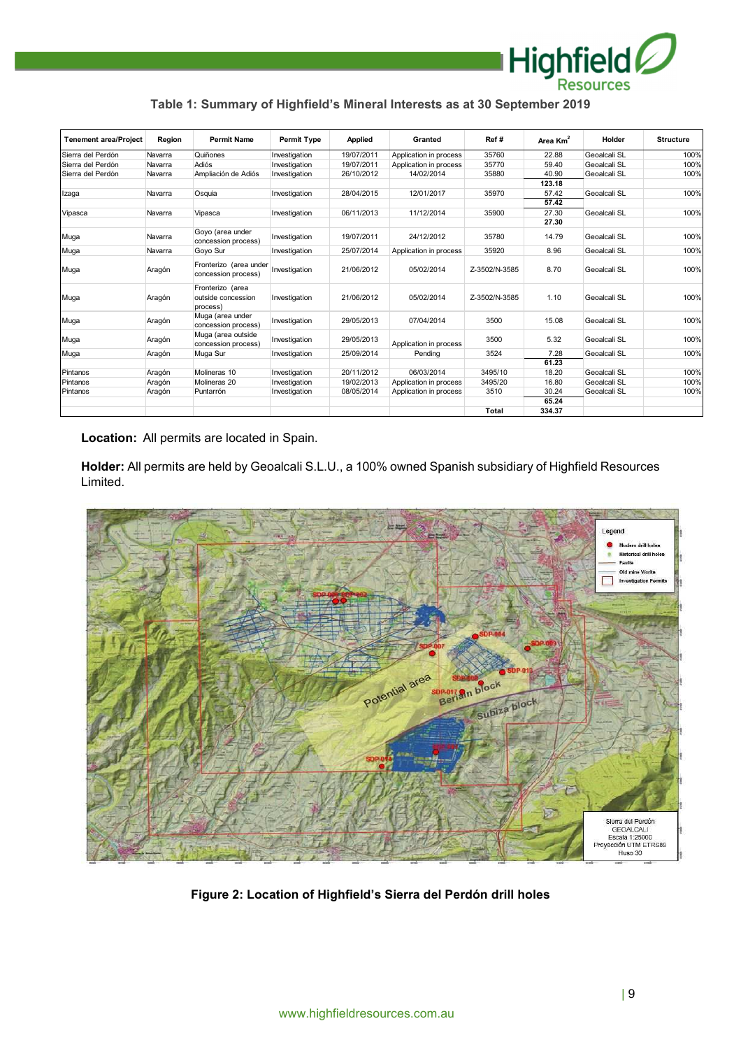**Table 1: Summary of Highfield's Mineral Interests as at 30 September 2019**

| Tenement area/Project | Region | Permit Name | Permit Type | Applied | Granted | Ref # | Area Km$^2$ | Holder | Structure |
|---|---|---|---|---|---|---|---|---|---|
| Sierra del Perdón | Navarra | Quiñones | Investigation | 19/07/2011 | Application in process | 35760 | 22.88 | Geoalcali SL | 100% |
| Sierra del Perdón | Navarra | Adiós | Investigation | 19/07/2011 | Application in process | 35770 | 59.40 | Geoalcali SL | 100% |
| Sierra del Perdón | Navarra | Ampliación de Adiós | Investigation | 26/10/2012 | 14/02/2014 | 35880 | 40.90 | Geoalcali SL | 100% |
| | | | | | | | **123.18** | | |
| Izaga | Navarra | Osquia | Investigation | 28/04/2015 | 12/01/2017 | 35970 | 57.42 | Geoalcali SL | 100% |
| | | | | | | | **57.42** | | |
| Vipasca | Navarra | Vipasca | Investigation | 06/11/2013 | 11/12/2014 | 35900 | 27.30 | Geoalcali SL | 100% |
| | | | | | | | **27.30** | | |
| Muga | Navarra | Goyo (area under concession process) | Investigation | 19/07/2011 | 24/12/2012 | 35780 | 14.79 | Geoalcali SL | 100% |
| Muga | Navarra | Goyo Sur | Investigation | 25/07/2014 | Application in process | 35920 | 8.96 | Geoalcali SL | 100% |
| Muga | Aragón | Fronterizo (area under concession process) | Investigation | 21/06/2012 | 05/02/2014 | Z-3502/N-3585 | 8.70 | Geoalcali SL | 100% |
| Muga | Aragón | Fronterizo (area outside concession process) | Investigation | 21/06/2012 | 05/02/2014 | Z-3502/N-3585 | 1.10 | Geoalcali SL | 100% |
| Muga | Aragón | Muga (area under concession process) | Investigation | 29/05/2013 | 07/04/2014 | 3500 | 15.08 | Geoalcali SL | 100% |
| Muga | Aragón | Muga (area outside concession process) | Investigation | 29/05/2013 | Application in process | 3500 | 5.32 | Geoalcali SL | 100% |
| Muga | Aragón | Muga Sur | Investigation | 25/09/2014 | Pending | 3524 | 7.28 | Geoalcali SL | 100% |
| | | | | | | | **61.23** | | |
| Pintanos | Aragón | Molineras 10 | Investigation | 20/11/2012 | 06/03/2014 | 3495/10 | 18.20 | Geoalcali SL | 100% |
| Pintanos | Aragón | Molineras 20 | Investigation | 19/02/2013 | Application in process | 3495/20 | 16.80 | Geoalcali SL | 100% |
| Pintanos | Aragón | Puntarrón | Investigation | 08/05/2014 | Application in process | 3510 | 30.24 | Geoalcali SL | 100% |
| | | | | | | | **65.24** | | |
| | | | | | | **Total** | **334.37** | | |

**Location:** All permits are located in Spain.

**Holder:** All permits are held by Geoalcali S.L.U., a 100% owned Spanish subsidiary of Highfield Resources Limited.

**Figure 2: Location of Highfield's Sierra del Perdón drill holes**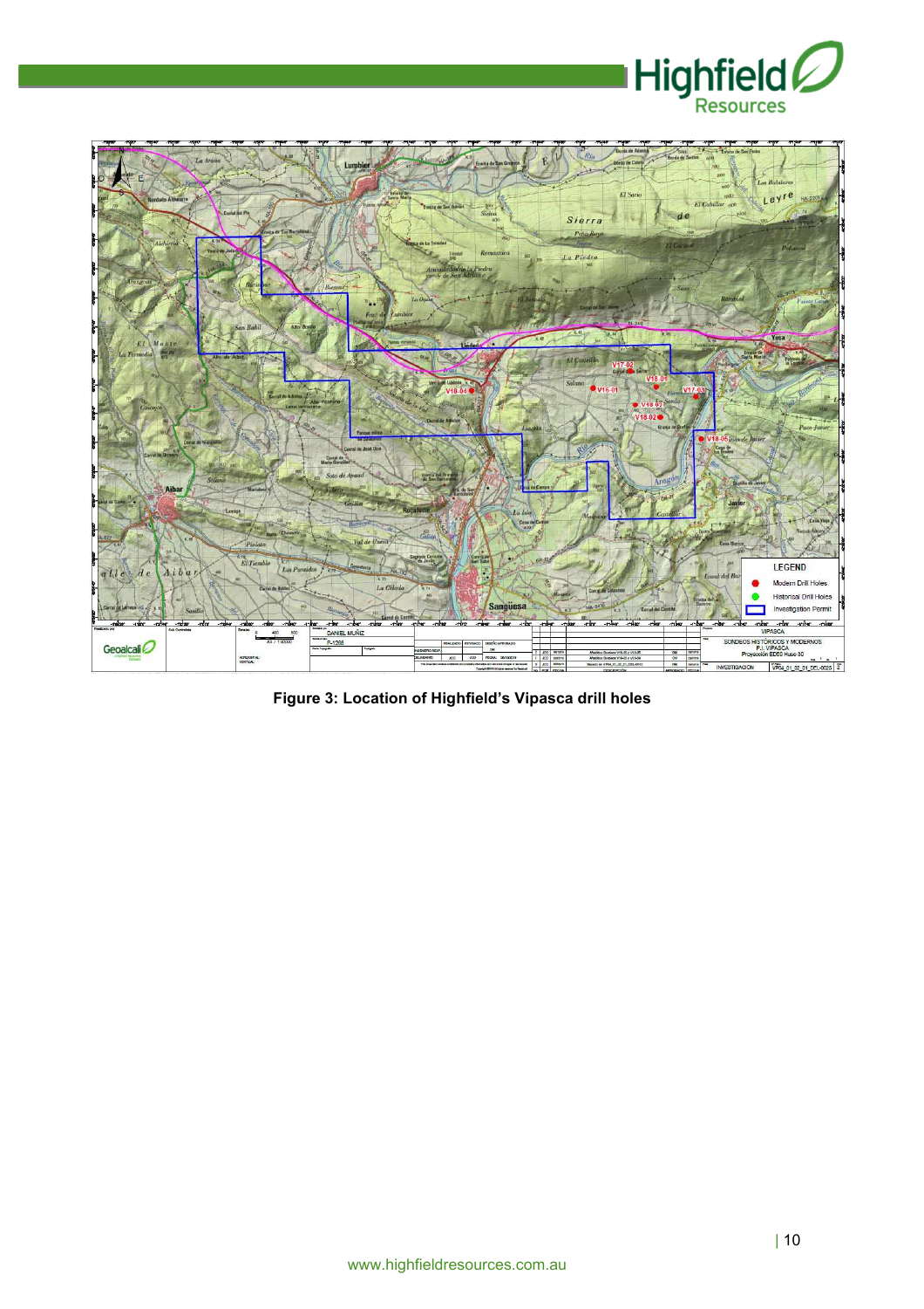**Figure 3: Location of Highfield's Vipasca drill holes**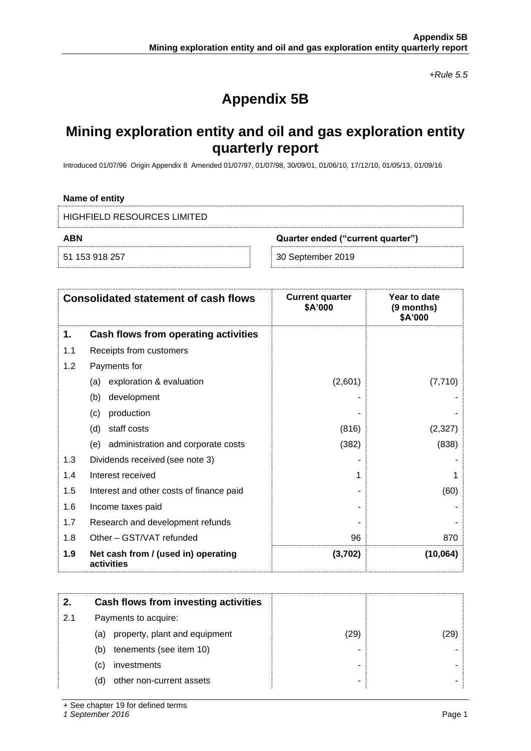*+Rule 5.5*

# Appendix 5B

## Mining exploration entity and oil and gas exploration entity quarterly report

Introduced 01/07/96 Origin Appendix 8 Amended 01/07/97, 01/07/98, 30/09/01, 01/06/10, 17/12/10, 01/05/13, 01/09/16

**Name of entity**

HIGHFIELD RESOURCES LIMITED

| ABN | Quarter ended ("current quarter") |
|---|---|
| 51 153 918 257 | 30 September 2019 |

| | Consolidated statement of cash flows | Current quarter $A'000 | Year to date (9 months) $A'000 |
|---|---|---|---|
| **1.** | **Cash flows from operating activities** | | |
| 1.1 | Receipts from customers | | |
| 1.2 | Payments for | | |
| | (a) exploration & evaluation | (2,601) | (7,710) |
| | (b) development | - | - |
| | (c) production | - | - |
| | (d) staff costs | (816) | (2,327) |
| | (e) administration and corporate costs | (382) | (838) |
| 1.3 | Dividends received (see note 3) | - | - |
| 1.4 | Interest received | 1 | 1 |
| 1.5 | Interest and other costs of finance paid | - | (60) |
| 1.6 | Income taxes paid | - | - |
| 1.7 | Research and development refunds | - | - |
| 1.8 | Other – GST/VAT refunded | 96 | 870 |
| **1.9** | **Net cash from / (used in) operating activities** | **(3,702)** | **(10,064)** |

| | | | |
|---|---|---|---|
| **2.** | **Cash flows from investing activities** | | |
| 2.1 | Payments to acquire: | | |
| | (a) property, plant and equipment | (29) | (29) |
| | (b) tenements (see item 10) | - | - |
| | (c) investments | - | - |
| | (d) other non-current assets | - | - |

+ See chapter 19 for defined terms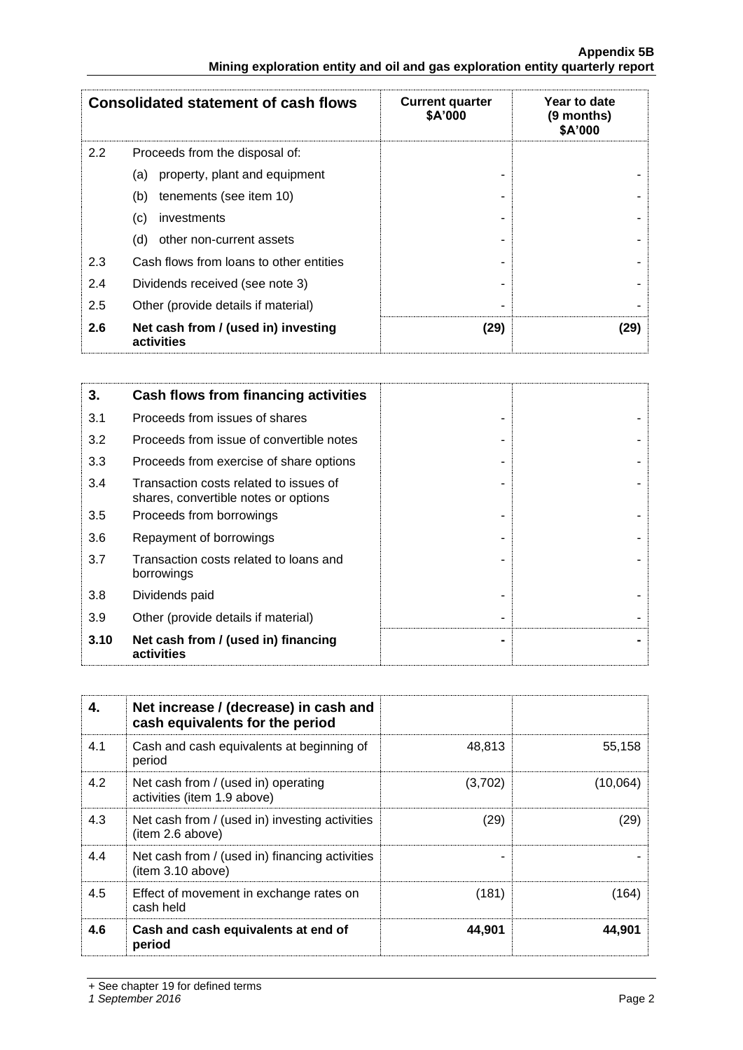| | Consolidated statement of cash flows | Current quarter $A'000 | Year to date (9 months) $A'000 |
|---|---|---|---|
| 2.2 | Proceeds from the disposal of: | | |
| | (a) property, plant and equipment | - | - |
| | (b) tenements (see item 10) | - | - |
| | (c) investments | - | - |
| | (d) other non-current assets | - | - |
| 2.3 | Cash flows from loans to other entities | - | - |
| 2.4 | Dividends received (see note 3) | - | - |
| 2.5 | Other (provide details if material) | - | - |
| **2.6** | **Net cash from / (used in) investing activities** | **(29)** | **(29)** |

| | | | |
|---|---|---|---|
| **3.** | **Cash flows from financing activities** | | |
| 3.1 | Proceeds from issues of shares | - | - |
| 3.2 | Proceeds from issue of convertible notes | - | - |
| 3.3 | Proceeds from exercise of share options | - | - |
| 3.4 | Transaction costs related to issues of shares, convertible notes or options | - | - |
| 3.5 | Proceeds from borrowings | - | - |
| 3.6 | Repayment of borrowings | - | - |
| 3.7 | Transaction costs related to loans and borrowings | - | - |
| 3.8 | Dividends paid | - | - |
| 3.9 | Other (provide details if material) | - | - |
| **3.10** | **Net cash from / (used in) financing activities** | **-** | **-** |

| | | | |
|---|---|---|---|
| **4.** | **Net increase / (decrease) in cash and cash equivalents for the period** | | |
| 4.1 | Cash and cash equivalents at beginning of period | 48,813 | 55,158 |
| 4.2 | Net cash from / (used in) operating activities (item 1.9 above) | (3,702) | (10,064) |
| 4.3 | Net cash from / (used in) investing activities (item 2.6 above) | (29) | (29) |
| 4.4 | Net cash from / (used in) financing activities (item 3.10 above) | - | - |
| 4.5 | Effect of movement in exchange rates on cash held | (181) | (164) |
| **4.6** | **Cash and cash equivalents at end of period** | **44,901** | **44,901** |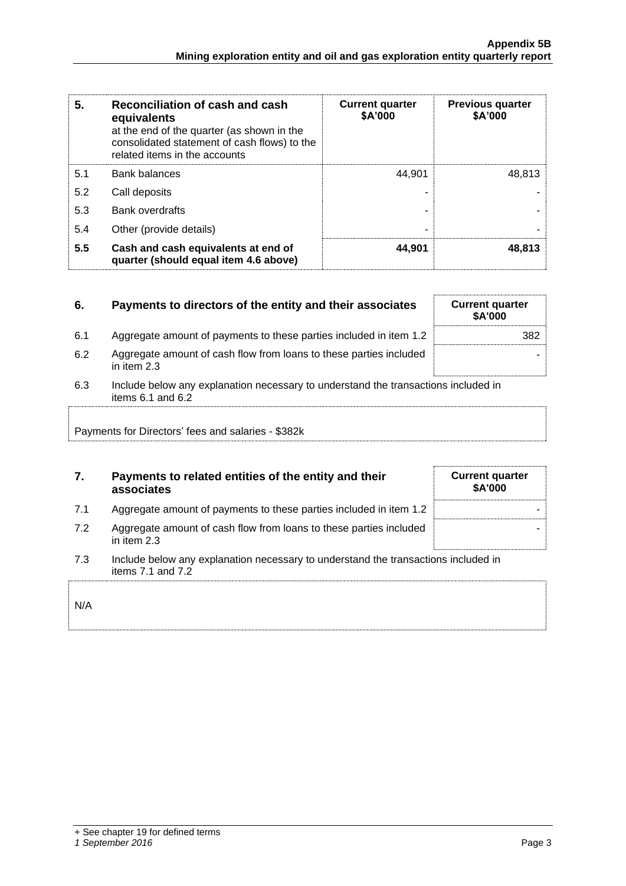| 5. | Reconciliation of cash and cash equivalents at the end of the quarter (as shown in the consolidated statement of cash flows) to the related items in the accounts | Current quarter \$A'000 | Previous quarter \$A'000 |
|---|---|---|---|
| 5.1 | Bank balances | 44,901 | 48,813 |
| 5.2 | Call deposits | - | - |
| 5.3 | Bank overdrafts | - | - |
| 5.4 | Other (provide details) | - | - |
| **5.5** | **Cash and cash equivalents at end of quarter (should equal item 4.6 above)** | **44,901** | **48,813** |

| 6. | Payments to directors of the entity and their associates | Current quarter \$A'000 |
|---|---|---|
| 6.1 | Aggregate amount of payments to these parties included in item 1.2 | 382 |
| 6.2 | Aggregate amount of cash flow from loans to these parties included in item 2.3 | - |

6.3 Include below any explanation necessary to understand the transactions included in items 6.1 and 6.2

Payments for Directors' fees and salaries - \$382k

| 7. | Payments to related entities of the entity and their associates | Current quarter \$A'000 |
|---|---|---|
| 7.1 | Aggregate amount of payments to these parties included in item 1.2 | - |
| 7.2 | Aggregate amount of cash flow from loans to these parties included in item 2.3 | - |

7.3 Include below any explanation necessary to understand the transactions included in items 7.1 and 7.2

N/A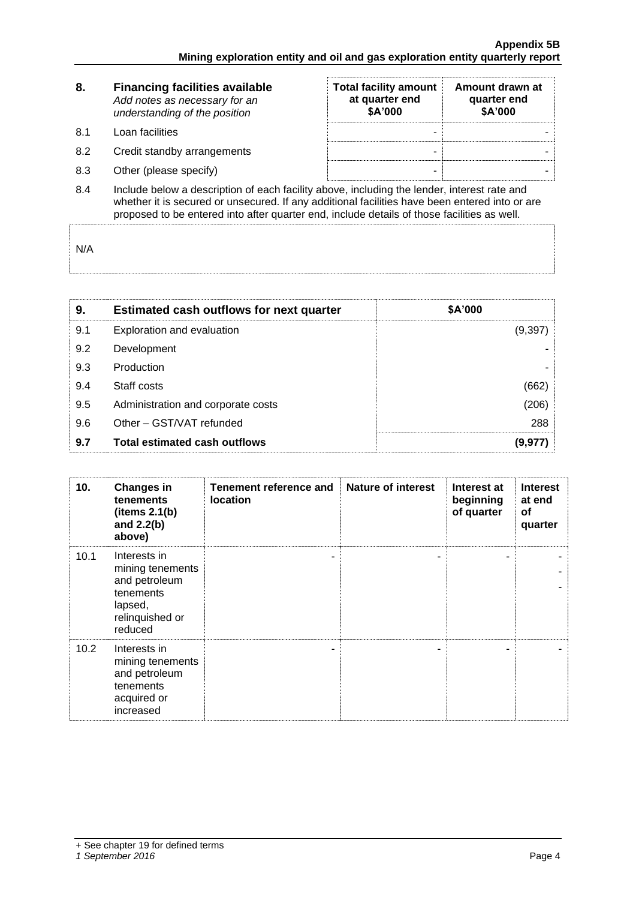| 8. | **Financing facilities available** *Add notes as necessary for an understanding of the position* | **Total facility amount at quarter end $A'000** | **Amount drawn at quarter end $A'000** |
|---|---|---|---|
| 8.1 | Loan facilities | - | - |
| 8.2 | Credit standby arrangements | - | - |
| 8.3 | Other (please specify) | - | - |

8.4 Include below a description of each facility above, including the lender, interest rate and whether it is secured or unsecured. If any additional facilities have been entered into or are proposed to be entered into after quarter end, include details of those facilities as well.

N/A

| 9. | **Estimated cash outflows for next quarter** | **$A'000** |
|---|---|---|
| 9.1 | Exploration and evaluation | (9,397) |
| 9.2 | Development | - |
| 9.3 | Production | - |
| 9.4 | Staff costs | (662) |
| 9.5 | Administration and corporate costs | (206) |
| 9.6 | Other – GST/VAT refunded | 288 |
| **9.7** | **Total estimated cash outflows** | **(9,977)** |

| 10. | **Changes in tenements (items 2.1(b) and 2.2(b) above)** | **Tenement reference and location** | **Nature of interest** | **Interest at beginning of quarter** | **Interest at end of quarter** |
|---|---|---|---|---|---|
| 10.1 | Interests in mining tenements and petroleum tenements lapsed, relinquished or reduced | - | - | - | - - - |
| 10.2 | Interests in mining tenements and petroleum tenements acquired or increased | - | - | - | - |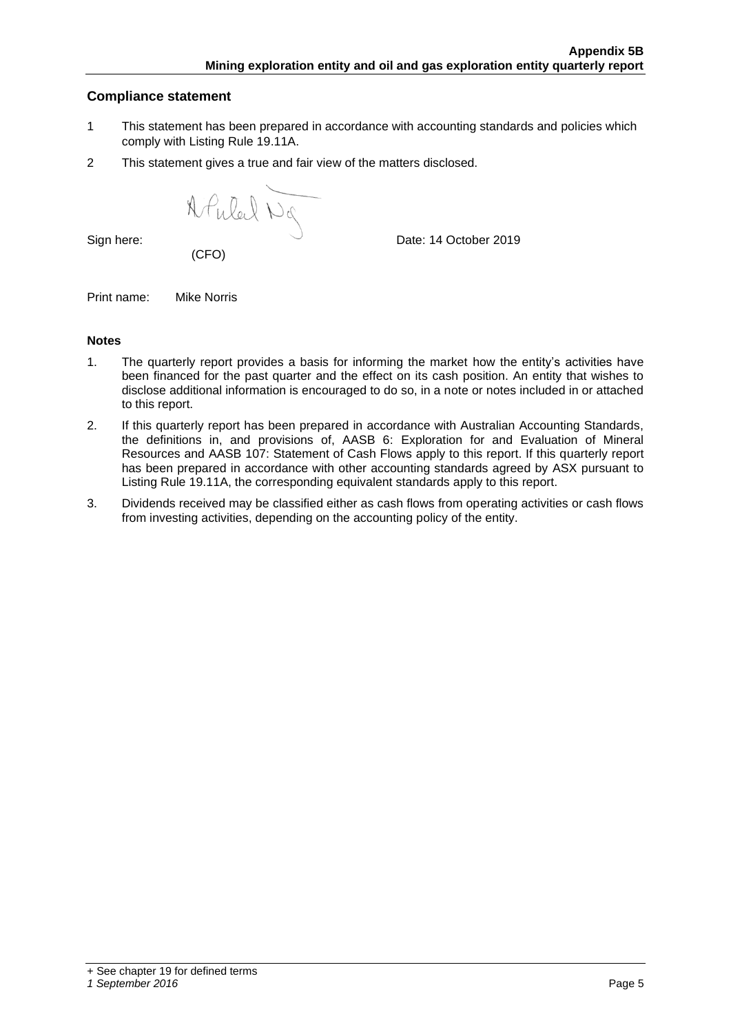## Compliance statement

1 This statement has been prepared in accordance with accounting standards and policies which comply with Listing Rule 19.11A.

2 This statement gives a true and fair view of the matters disclosed.

Sign here: (CFO) Date: 14 October 2019

Print name: Mike Norris

### Notes

1. The quarterly report provides a basis for informing the market how the entity's activities have been financed for the past quarter and the effect on its cash position. An entity that wishes to disclose additional information is encouraged to do so, in a note or notes included in or attached to this report.
2. If this quarterly report has been prepared in accordance with Australian Accounting Standards, the definitions in, and provisions of, AASB 6: Exploration for and Evaluation of Mineral Resources and AASB 107: Statement of Cash Flows apply to this report. If this quarterly report has been prepared in accordance with other accounting standards agreed by ASX pursuant to Listing Rule 19.11A, the corresponding equivalent standards apply to this report.
3. Dividends received may be classified either as cash flows from operating activities or cash flows from investing activities, depending on the accounting policy of the entity.